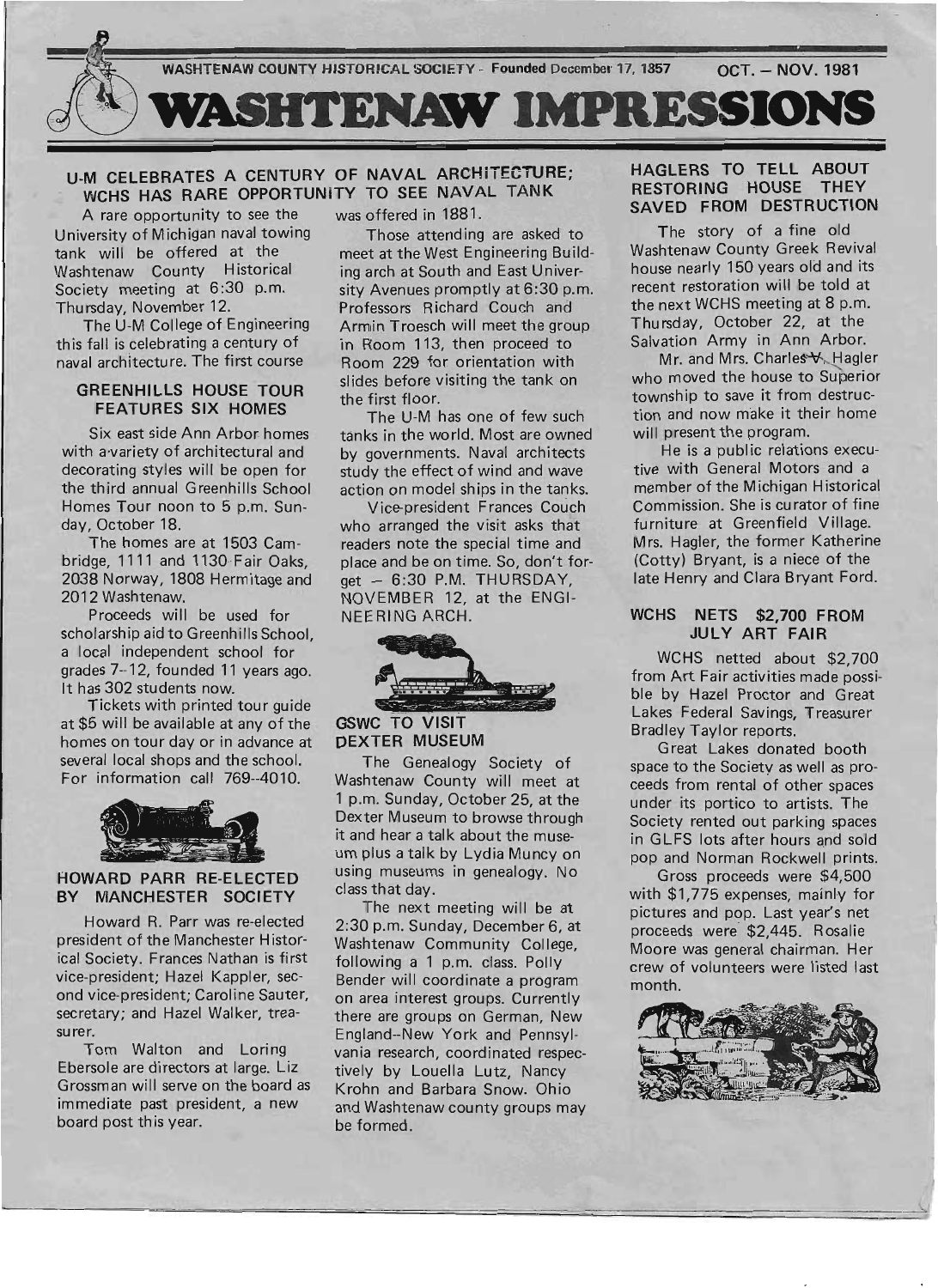WASHTENAW COUNTY HISTORICAL SOCIETY - Founded December 17, 1857 OCT. – NOV. 1981

# WASHTENAW IMPRESSIONS

## U-M CELEBRATES A CENTURY OF NAVAL ARCHITECTURE; WCHS HAS RARE OPPORTUNITY TO SEE NAVAL TANK

A rare opportunity to see the University of Michigan naval towing tank will be offered at the Washtenaw County Historical Society meeting at 6:30 p.m. Thursday, November 12.

The U-M College of Engineering this fall is celebrating a century of naval architecture. The first course was offered in 1881.

Those attending are asked to meet at the West Engineering Building arch at South and East University Avenues promptly at 6:30 p.m. Professors Richard Couch and Armin Troesch will meet the group in Room 113, then proceed to Room 229 for orientation with slides before visiting the tank on the first floor.

The U-M has one of few such tanks in the world. Most are owned by governments. Naval architects study the effect of wind and wave action on model ships in the tanks.

Vice-president Frances Couch who arranged the visit asks that readers note the special time and place and be on time. So, don't forget – 6:30 P.M. THURSDAY, NOVEMBER 12, at the ENGINEERING ARCH.

### GREENHILLS HOUSE TOUR FEATURES SIX HOMES

Six east side Ann Arbor homes with a variety of architectural and decorating styles will be open for the third annual Greenhills School Homes Tour noon to 5 p.m. Sunday, October 18.

The homes are at 1503 Cambridge, 1111 and 1130 Fair Oaks, 2038 Norway, 1808 Hermitage and 2012 Washtenaw.

Proceeds will be used for scholarship aid to Greenhills School, a local independent school for grades 7–12, founded 11 years ago. It has 302 students now.

Tickets with printed tour guide at $5 will be available at any of the homes on tour day or in advance at several local shops and the school. For information call 769-4010.

### HOWARD PARR RE-ELECTED BY MANCHESTER SOCIETY

Howard R. Parr was re-elected president of the Manchester Historical Society. Frances Nathan is first vice-president; Hazel Kappler, second vice-president; Caroline Sauter, secretary; and Hazel Walker, treasurer.

Tom Walton and Loring Ebersole are directors at large. Liz Grossman will serve on the board as immediate past president, a new board post this year.

### GSWC TO VISIT DEXTER MUSEUM

The Genealogy Society of Washtenaw County will meet at 1 p.m. Sunday, October 25, at the Dexter Museum to browse through it and hear a talk about the museum plus a talk by Lydia Muncy on using museums in genealogy. No class that day.

The next meeting will be at 2:30 p.m. Sunday, December 6, at Washtenaw Community College, following a 1 p.m. class. Polly Bender will coordinate a program on area interest groups. Currently there are groups on German, New England–New York and Pennsylvania research, coordinated respectively by Louella Lutz, Nancy Krohn and Barbara Snow. Ohio and Washtenaw county groups may be formed.

## HAGLERS TO TELL ABOUT RESTORING HOUSE THEY SAVED FROM DESTRUCTION

The story of a fine old Washtenaw County Greek Revival house nearly 150 years old and its recent restoration will be told at the next WCHS meeting at 8 p.m. Thursday, October 22, at the Salvation Army in Ann Arbor.

Mr. and Mrs. Charles V. Hagler who moved the house to Superior township to save it from destruction and now make it their home will present the program.

He is a public relations executive with General Motors and a member of the Michigan Historical Commission. She is curator of fine furniture at Greenfield Village. Mrs. Hagler, the former Katherine (Cotty) Bryant, is a niece of the late Henry and Clara Bryant Ford.

## WCHS NETS $2,700 FROM JULY ART FAIR

WCHS netted about $2,700 from Art Fair activities made possible by Hazel Proctor and Great Lakes Federal Savings, Treasurer Bradley Taylor reports.

Great Lakes donated booth space to the Society as well as proceeds from rental of other spaces under its portico to artists. The Society rented out parking spaces in GLFS lots after hours and sold pop and Norman Rockwell prints.

Gross proceeds were $4,500 with $1,775 expenses, mainly for pictures and pop. Last year's net proceeds were $2,445. Rosalie Moore was general chairman. Her crew of volunteers were listed last month.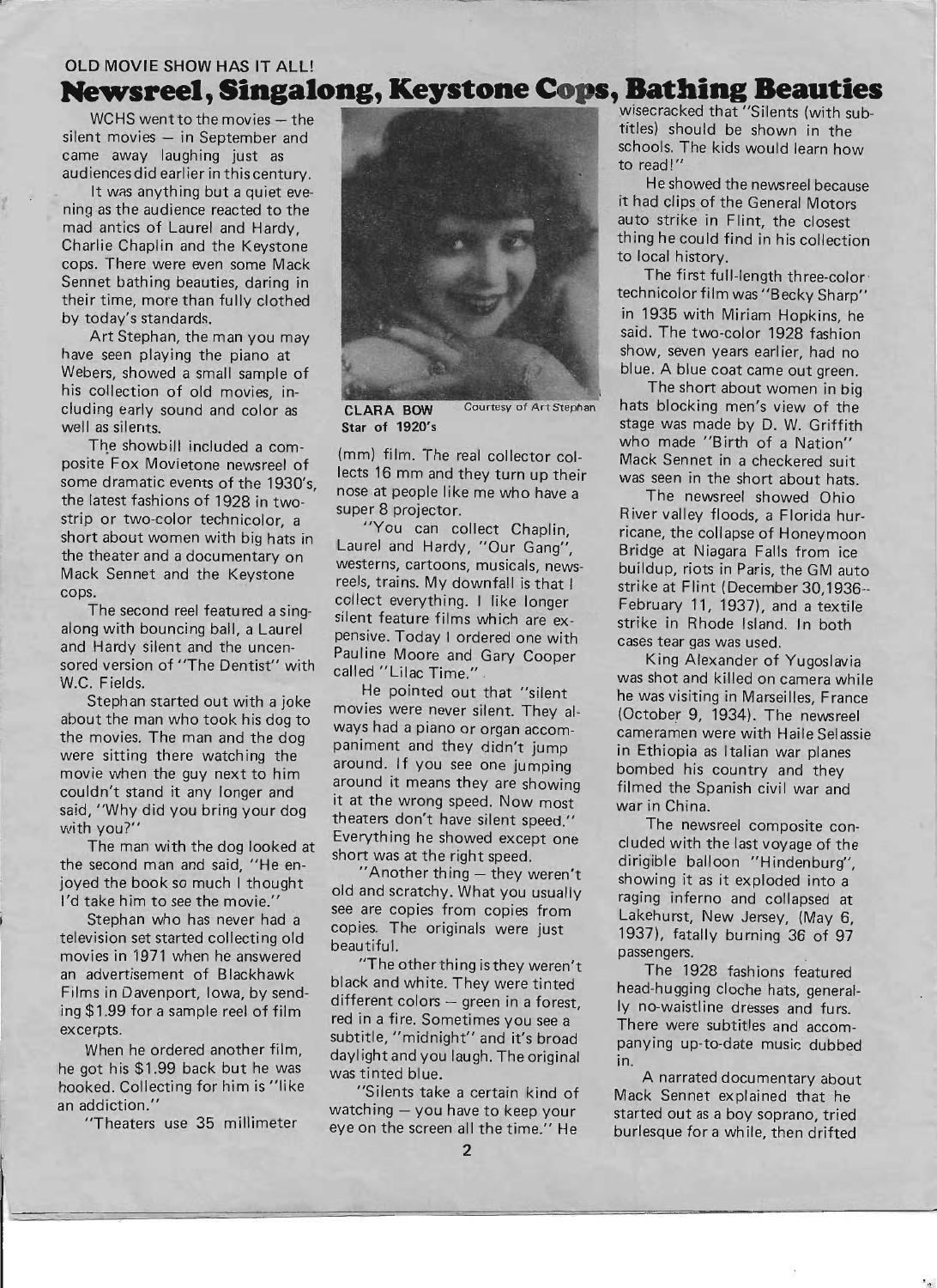OLD MOVIE SHOW HAS IT ALL!

# Newsreel, Singalong, Keystone Cops, Bathing Beauties

WCHS went to the movies — the silent movies — in September and came away laughing just as audiences did earlier in this century.

It was anything but a quiet evening as the audience reacted to the mad antics of Laurel and Hardy, Charlie Chaplin and the Keystone cops. There were even some Mack Sennet bathing beauties, daring in their time, more than fully clothed by today's standards.

Art Stephan, the man you may have seen playing the piano at Webers, showed a small sample of his collection of old movies, including early sound and color as well as silents.

The showbill included a composite Fox Movietone newsreel of some dramatic events of the 1930's, the latest fashions of 1928 in two-strip or two-color technicolor, a short about women with big hats in the theater and a documentary on Mack Sennet and the Keystone cops.

The second reel featured a singalong with bouncing ball, a Laurel and Hardy silent and the uncensored version of "The Dentist" with W.C. Fields.

Stephan started out with a joke about the man who took his dog to the movies. The man and the dog were sitting there watching the movie when the guy next to him couldn't stand it any longer and said, "Why did you bring your dog with you?"

The man with the dog looked at the second man and said, "He enjoyed the book so much I thought I'd take him to see the movie."

Stephan who has never had a television set started collecting old movies in 1971 when he answered an advertisement of Blackhawk Films in Davenport, Iowa, by sending $1.99 for a sample reel of film excerpts.

When he ordered another film, he got his $1.99 back but he was hooked. Collecting for him is "like an addiction."

"Theaters use 35 millimeter (mm) film. The real collector collects 16 mm and they turn up their nose at people like me who have a super 8 projector.

"You can collect Chaplin, Laurel and Hardy, "Our Gang", westerns, cartoons, musicals, newsreels, trains. My downfall is that I collect everything. I like longer silent feature films which are expensive. Today I ordered one with Pauline Moore and Gary Cooper called "Lilac Time."

**CLARA BOW** Courtesy of Art Stephan
**Star of 1920's**

He pointed out that "silent movies were never silent. They always had a piano or organ accompaniment and they didn't jump around. If you see one jumping around it means they are showing it at the wrong speed. Now most theaters don't have silent speed." Everything he showed except one short was at the right speed.

"Another thing — they weren't old and scratchy. What you usually see are copies from copies from copies. The originals were just beautiful.

"The other thing is they weren't black and white. They were tinted different colors — green in a forest, red in a fire. Sometimes you see a subtitle, "midnight" and it's broad daylight and you laugh. The original was tinted blue.

"Silents take a certain kind of watching — you have to keep your eye on the screen all the time." He wisecracked that "Silents (with subtitles) should be shown in the schools. The kids would learn how to read!"

He showed the newsreel because it had clips of the General Motors auto strike in Flint, the closest thing he could find in his collection to local history.

The first full-length three-color technicolor film was "Becky Sharp" in 1935 with Miriam Hopkins, he said. The two-color 1928 fashion show, seven years earlier, had no blue. A blue coat came out green.

The short about women in big hats blocking men's view of the stage was made by D. W. Griffith who made "Birth of a Nation" Mack Sennet in a checkered suit was seen in the short about hats.

The newsreel showed Ohio River valley floods, a Florida hurricane, the collapse of Honeymoon Bridge at Niagara Falls from ice buildup, riots in Paris, the GM auto strike at Flint (December 30,1936-- February 11, 1937), and a textile strike in Rhode Island. In both cases tear gas was used.

King Alexander of Yugoslavia was shot and killed on camera while he was visiting in Marseilles, France (October 9, 1934). The newsreel cameramen were with Haile Selassie in Ethiopia as Italian war planes bombed his country and they filmed the Spanish civil war and war in China.

The newsreel composite concluded with the last voyage of the dirigible balloon "Hindenburg", showing it as it exploded into a raging inferno and collapsed at Lakehurst, New Jersey, (May 6, 1937), fatally burning 36 of 97 passengers.

The 1928 fashions featured head-hugging cloche hats, generally no-waistline dresses and furs. There were subtitles and accompanying up-to-date music dubbed in.

A narrated documentary about Mack Sennet explained that he started out as a boy soprano, tried burlesque for a while, then drifted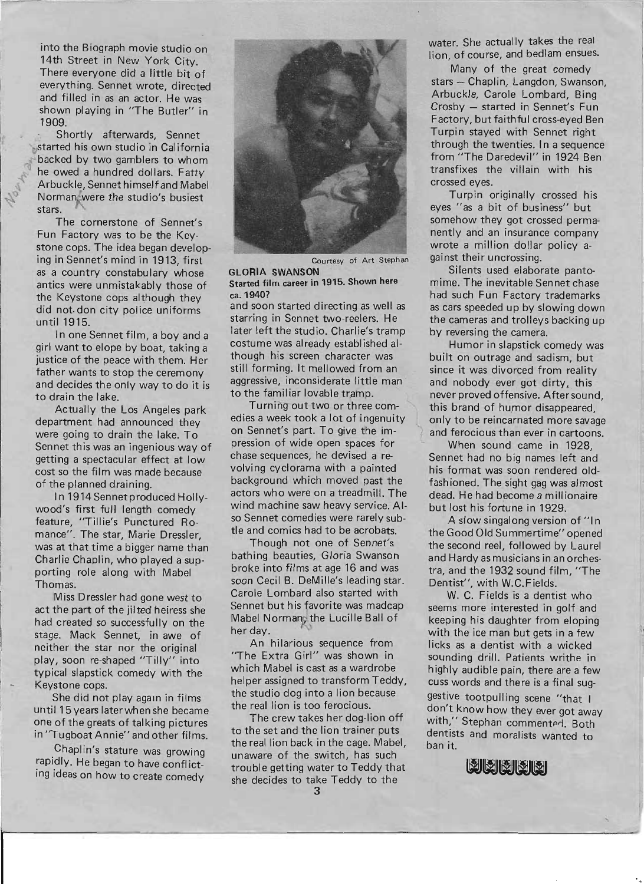into the Biograph movie studio on 14th Street in New York City. There everyone did a little bit of everything. Sennet wrote, directed and filled in as an actor. He was shown playing in "The Butler" in 1909.

Shortly afterwards, Sennet started his own studio in California backed by two gamblers to whom he owed a hundred dollars. Fatty Arbuckle, Sennet himself and Mabel Norman were the studio's busiest stars.

The cornerstone of Sennet's Fun Factory was to be the Keystone cops. The idea began developing in Sennet's mind in 1913, first as a country constabulary whose antics were unmistakably those of the Keystone cops although they did not don city police uniforms until 1915.

In one Sennet film, a boy and a girl want to elope by boat, taking a justice of the peace with them. Her father wants to stop the ceremony and decides the only way to do it is to drain the lake.

Actually the Los Angeles park department had announced they were going to drain the lake. To Sennet this was an ingenious way of getting a spectacular effect at low cost so the film was made because of the planned draining.

In 1914 Sennet produced Hollywood's first full length comedy feature, "Tillie's Punctured Romance". The star, Marie Dressler, was at that time a bigger name than Charlie Chaplin, who played a supporting role along with Mabel Thomas.

Miss Dressler had gone west to act the part of the jilted heiress she had created so successfully on the stage. Mack Sennet, in awe of neither the star nor the original play, soon re-shaped "Tilly" into typical slapstick comedy with the Keystone cops.

She did not play again in films until 15 years later when she became one of the greats of talking pictures in "Tugboat Annie" and other films.

Chaplin's stature was growing rapidly. He began to have conflicting ideas on how to create comedy and soon started directing as well as starring in Sennet two-reelers. He later left the studio. Charlie's tramp costume was already established although his screen character was still forming. It mellowed from an aggressive, inconsiderate little man to the familiar lovable tramp.

Courtesy of Art Stephan

**GLORIA SWANSON**
**Started film career in 1915. Shown here ca. 1940?**

Turning out two or three comedies a week took a lot of ingenuity on Sennet's part. To give the impression of wide open spaces for chase sequences, he devised a revolving cyclorama with a painted background which moved past the actors who were on a treadmill. The wind machine saw heavy service. Also Sennet comedies were rarely subtle and comics had to be acrobats.

Though not one of Sennet's bathing beauties, Gloria Swanson broke into films at age 16 and was soon Cecil B. DeMille's leading star. Carole Lombard also started with Sennet but his favorite was madcap Mabel Norman, the Lucille Ball of her day.

An hilarious sequence from "The Extra Girl" was shown in which Mabel is cast as a wardrobe helper assigned to transform Teddy, the studio dog into a lion because the real lion is too ferocious.

The crew takes her dog-lion off to the set and the lion trainer puts the real lion back in the cage. Mabel, unaware of the switch, has such trouble getting water to Teddy that she decides to take Teddy to the water. She actually takes the real lion, of course, and bedlam ensues.

Many of the great comedy stars — Chaplin, Langdon, Swanson, Arbuckle, Carole Lombard, Bing Crosby — started in Sennet's Fun Factory, but faithful cross-eyed Ben Turpin stayed with Sennet right through the twenties. In a sequence from "The Daredevil" in 1924 Ben transfixes the villain with his crossed eyes.

Turpin originally crossed his eyes "as a bit of business" but somehow they got crossed permanently and an insurance company wrote a million dollar policy against their uncrossing.

Silents used elaborate pantomime. The inevitable Sennet chase had such Fun Factory trademarks as cars speeded up by slowing down the cameras and trolleys backing up by reversing the camera.

Humor in slapstick comedy was built on outrage and sadism, but since it was divorced from reality and nobody ever got dirty, this never proved offensive. After sound, this brand of humor disappeared, only to be reincarnated more savage and ferocious than ever in cartoons.

When sound came in 1928, Sennet had no big names left and his format was soon rendered old-fashioned. The sight gag was almost dead. He had become a millionaire but lost his fortune in 1929.

A slow singalong version of "In the Good Old Summertime" opened the second reel, followed by Laurel and Hardy as musicians in an orchestra, and the 1932 sound film, "The Dentist", with W.C.Fields.

W. C. Fields is a dentist who seems more interested in golf and keeping his daughter from eloping with the ice man but gets in a few licks as a dentist with a wicked sounding drill. Patients writhe in highly audible pain, there are a few cuss words and there is a final suggestive toothpulling scene "that I don't know how they ever got away with," Stephan commented. Both dentists and moralists wanted to ban it.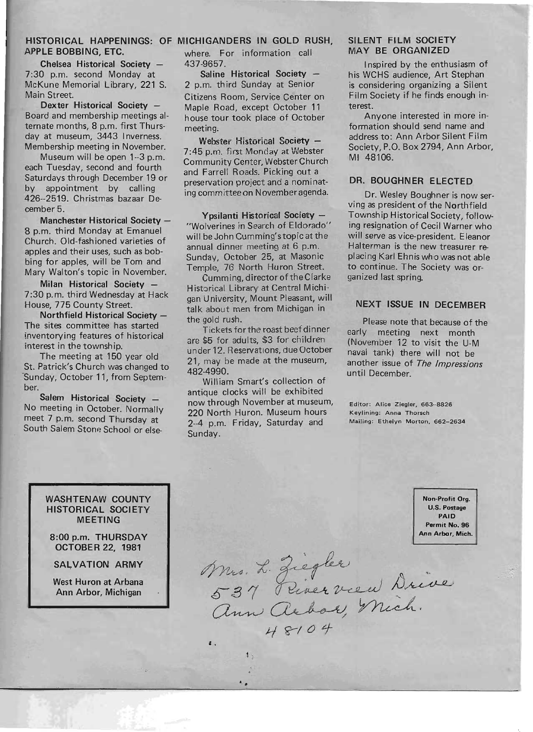## HISTORICAL HAPPENINGS: OF MICHIGANDERS IN GOLD RUSH, APPLE BOBBING, ETC.

**Chelsea Historical Society** – 7:30 p.m. second Monday at McKune Memorial Library, 221 S. Main Street.

**Dexter Historical Society** – Board and membership meetings alternate months, 8 p.m. first Thursday at museum, 3443 Inverness. Membership meeting in November.

Museum will be open 1–3 p.m. each Tuesday, second and fourth Saturdays through December 19 or by appointment by calling 426-2519. Christmas bazaar December 5.

**Manchester Historical Society** – 8 p.m. third Monday at Emanuel Church. Old-fashioned varieties of apples and their uses, such as bobbing for apples, will be Tom and Mary Walton's topic in November.

**Milan Historical Society** – 7:30 p.m. third Wednesday at Hack House, 775 County Street.

**Northfield Historical Society** – The sites committee has started inventorying features of historical interest in the township.

The meeting at 150 year old St. Patrick's Church was changed to Sunday, October 11, from September.

**Salem Historical Society** – No meeting in October. Normally meet 7 p.m. second Thursday at South Salem Stone School or elsewhere. For information call 437-9657.

**Saline Historical Society** – 2 p.m. third Sunday at Senior Citizens Room, Service Center on Maple Road, except October 11 house tour took place of October meeting.

**Webster Historical Society** – 7:45 p.m. first Monday at Webster Community Center, Webster Church and Farrell Roads. Picking out a preservation project and a nominating committee on November agenda.

**Ypsilanti Historical Society** – "Wolverines in Search of Eldorado" will be John Cumming's topic at the annual dinner meeting at 6 p.m. Sunday, October 25, at Masonic Temple, 76 North Huron Street.

Cumming, director of the Clarke Historical Library at Central Michigan University, Mount Pleasant, will talk about men from Michigan in the gold rush.

Tickets for the roast beef dinner are $5 for adults, $3 for children under 12. Reservations, due October 21, may be made at the museum, 482-4990.

William Smart's collection of antique clocks will be exhibited now through November at museum, 220 North Huron. Museum hours 2–4 p.m. Friday, Saturday and Sunday.

## SILENT FILM SOCIETY MAY BE ORGANIZED

Inspired by the enthusiasm of his WCHS audience, Art Stephan is considering organizing a Silent Film Society if he finds enough interest.

Anyone interested in more information should send name and address to: Ann Arbor Silent Film Society, P.O. Box 2794, Ann Arbor, MI 48106.

## DR. BOUGHNER ELECTED

Dr. Wesley Boughner is now serving as president of the Northfield Township Historical Society, following resignation of Cecil Warner who will serve as vice-president. Eleanor Halterman is the new treasurer replacing Karl Ehnis who was not able to continue. The Society was organized last spring.

## NEXT ISSUE IN DECEMBER

Please note that because of the early meeting next month (November 12 to visit the U-M naval tank) there will not be another issue of *The Impressions* until December.

Editor: Alice Ziegler, 663-8826
Keylining: Anna Thorsch
Mailing: Ethelyn Morton, 662-2634

**WASHTENAW COUNTY HISTORICAL SOCIETY MEETING**

**8:00 p.m. THURSDAY OCTOBER 22, 1981**

**SALVATION ARMY**

**West Huron at Arbana**
**Ann Arbor, Michigan**

Non-Profit Org.
U.S. Postage
PAID
Permit No. 96
Ann Arbor, Mich.

Mrs. L. Ziegler
537 Riverview Drive
Ann Arbor, Mich.
48104